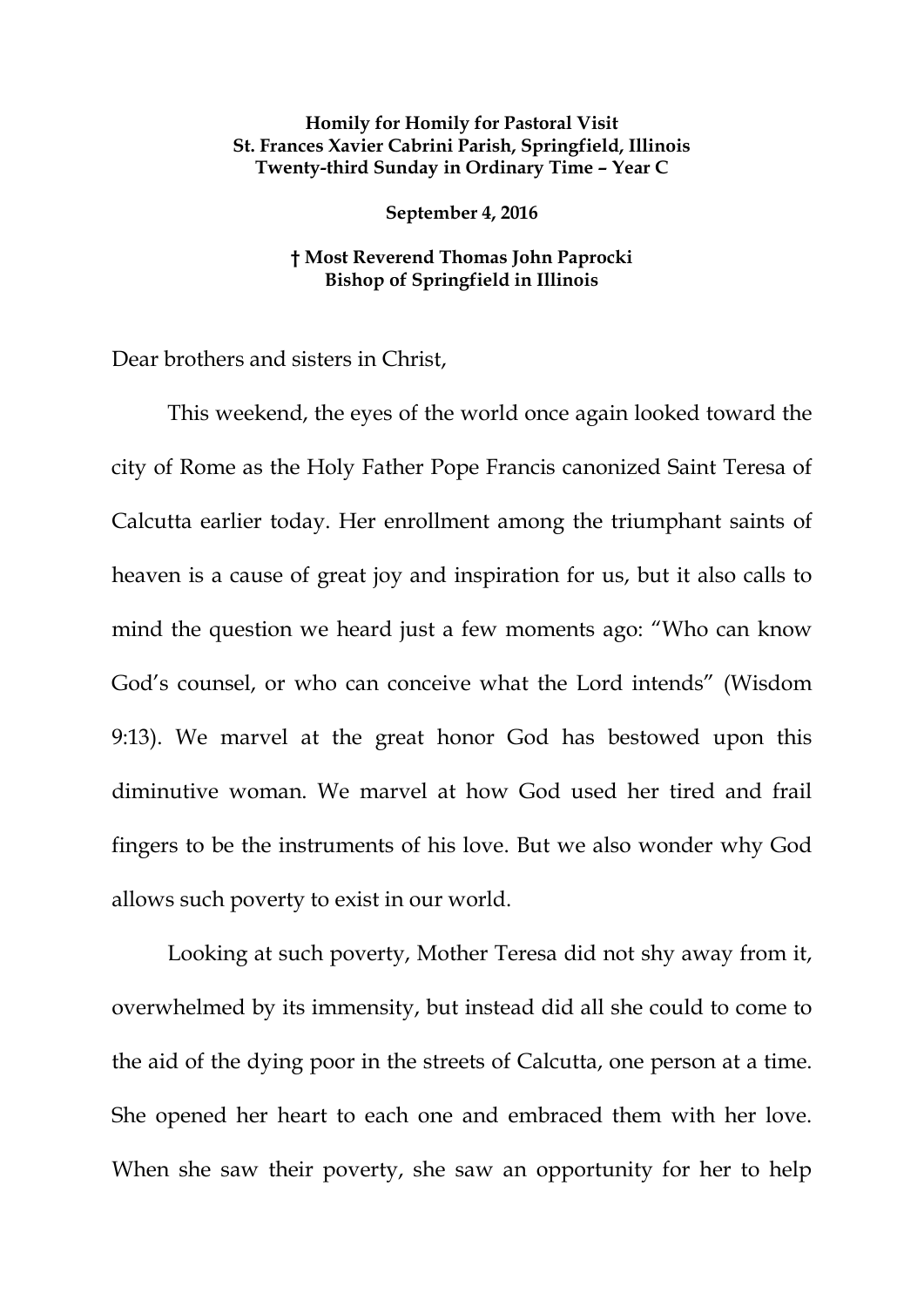**Homily for Homily for Pastoral Visit**
**St. Frances Xavier Cabrini Parish, Springfield, Illinois**
**Twenty-third Sunday in Ordinary Time – Year C**

**September 4, 2016**

**† Most Reverend Thomas John Paprocki**
**Bishop of Springfield in Illinois**

Dear brothers and sisters in Christ,

This weekend, the eyes of the world once again looked toward the city of Rome as the Holy Father Pope Francis canonized Saint Teresa of Calcutta earlier today. Her enrollment among the triumphant saints of heaven is a cause of great joy and inspiration for us, but it also calls to mind the question we heard just a few moments ago: "Who can know God's counsel, or who can conceive what the Lord intends" (Wisdom 9:13). We marvel at the great honor God has bestowed upon this diminutive woman. We marvel at how God used her tired and frail fingers to be the instruments of his love. But we also wonder why God allows such poverty to exist in our world.

Looking at such poverty, Mother Teresa did not shy away from it, overwhelmed by its immensity, but instead did all she could to come to the aid of the dying poor in the streets of Calcutta, one person at a time. She opened her heart to each one and embraced them with her love. When she saw their poverty, she saw an opportunity for her to help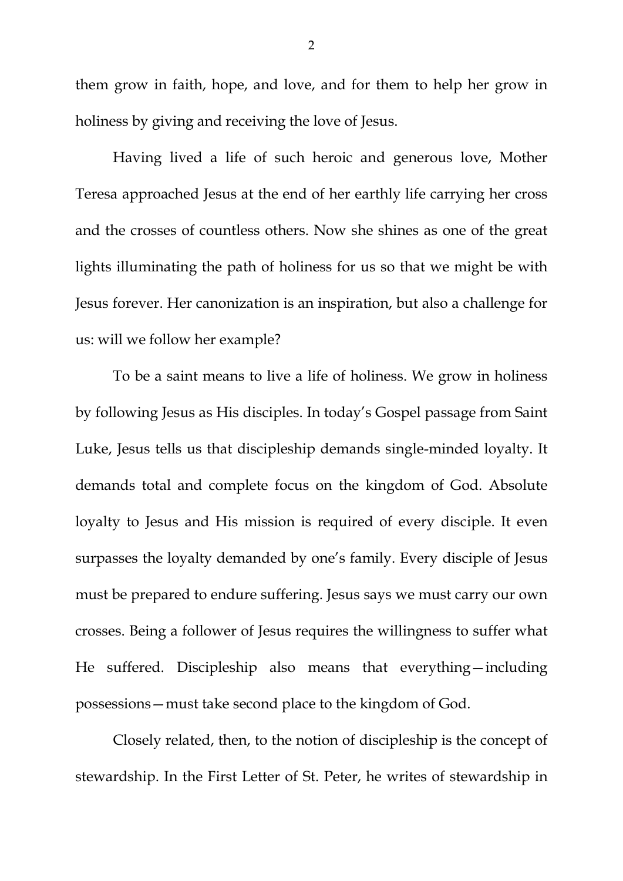them grow in faith, hope, and love, and for them to help her grow in holiness by giving and receiving the love of Jesus.

Having lived a life of such heroic and generous love, Mother Teresa approached Jesus at the end of her earthly life carrying her cross and the crosses of countless others. Now she shines as one of the great lights illuminating the path of holiness for us so that we might be with Jesus forever. Her canonization is an inspiration, but also a challenge for us: will we follow her example?

To be a saint means to live a life of holiness. We grow in holiness by following Jesus as His disciples. In today's Gospel passage from Saint Luke, Jesus tells us that discipleship demands single-minded loyalty. It demands total and complete focus on the kingdom of God. Absolute loyalty to Jesus and His mission is required of every disciple. It even surpasses the loyalty demanded by one's family. Every disciple of Jesus must be prepared to endure suffering. Jesus says we must carry our own crosses. Being a follower of Jesus requires the willingness to suffer what He suffered. Discipleship also means that everything—including possessions—must take second place to the kingdom of God.

Closely related, then, to the notion of discipleship is the concept of stewardship. In the First Letter of St. Peter, he writes of stewardship in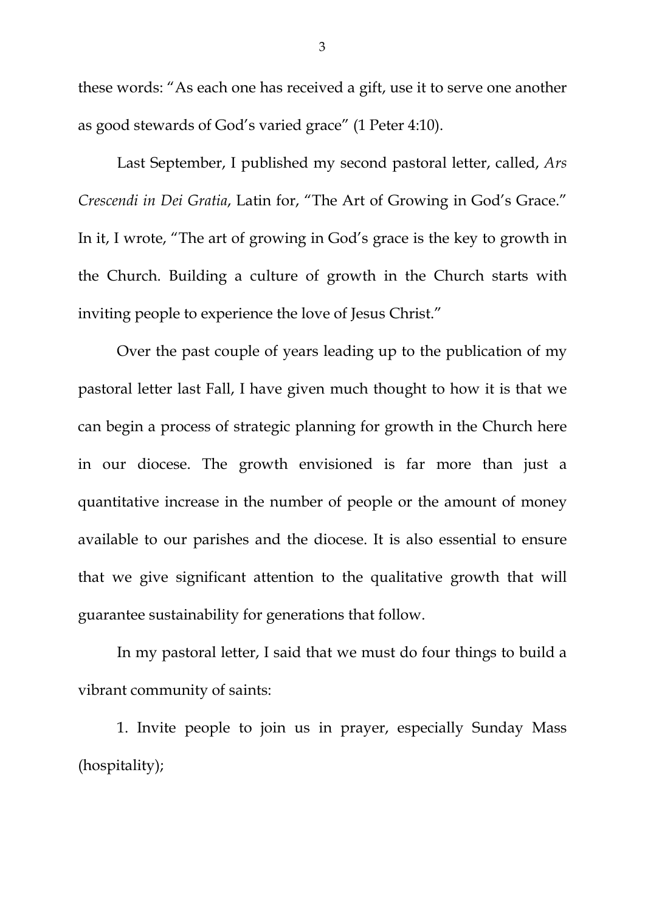these words: "As each one has received a gift, use it to serve one another as good stewards of God's varied grace" (1 Peter 4:10).

Last September, I published my second pastoral letter, called, *Ars Crescendi in Dei Gratia*, Latin for, "The Art of Growing in God's Grace." In it, I wrote, "The art of growing in God's grace is the key to growth in the Church. Building a culture of growth in the Church starts with inviting people to experience the love of Jesus Christ."

Over the past couple of years leading up to the publication of my pastoral letter last Fall, I have given much thought to how it is that we can begin a process of strategic planning for growth in the Church here in our diocese. The growth envisioned is far more than just a quantitative increase in the number of people or the amount of money available to our parishes and the diocese. It is also essential to ensure that we give significant attention to the qualitative growth that will guarantee sustainability for generations that follow.

In my pastoral letter, I said that we must do four things to build a vibrant community of saints:

1. Invite people to join us in prayer, especially Sunday Mass (hospitality);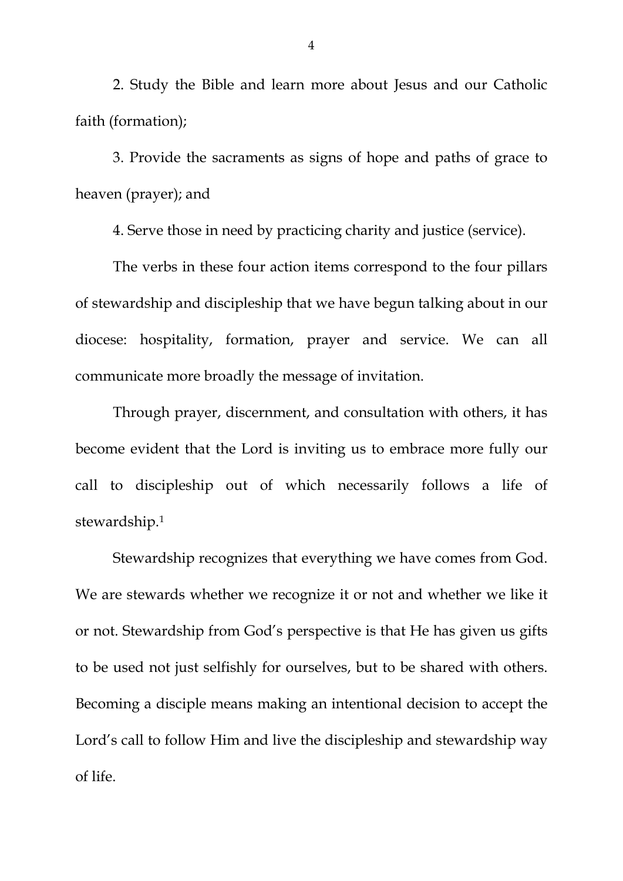2. Study the Bible and learn more about Jesus and our Catholic faith (formation);

3. Provide the sacraments as signs of hope and paths of grace to heaven (prayer); and

4. Serve those in need by practicing charity and justice (service).

The verbs in these four action items correspond to the four pillars of stewardship and discipleship that we have begun talking about in our diocese: hospitality, formation, prayer and service. We can all communicate more broadly the message of invitation.

Through prayer, discernment, and consultation with others, it has become evident that the Lord is inviting us to embrace more fully our call to discipleship out of which necessarily follows a life of stewardship.[1]

Stewardship recognizes that everything we have comes from God. We are stewards whether we recognize it or not and whether we like it or not. Stewardship from God's perspective is that He has given us gifts to be used not just selfishly for ourselves, but to be shared with others. Becoming a disciple means making an intentional decision to accept the Lord's call to follow Him and live the discipleship and stewardship way of life.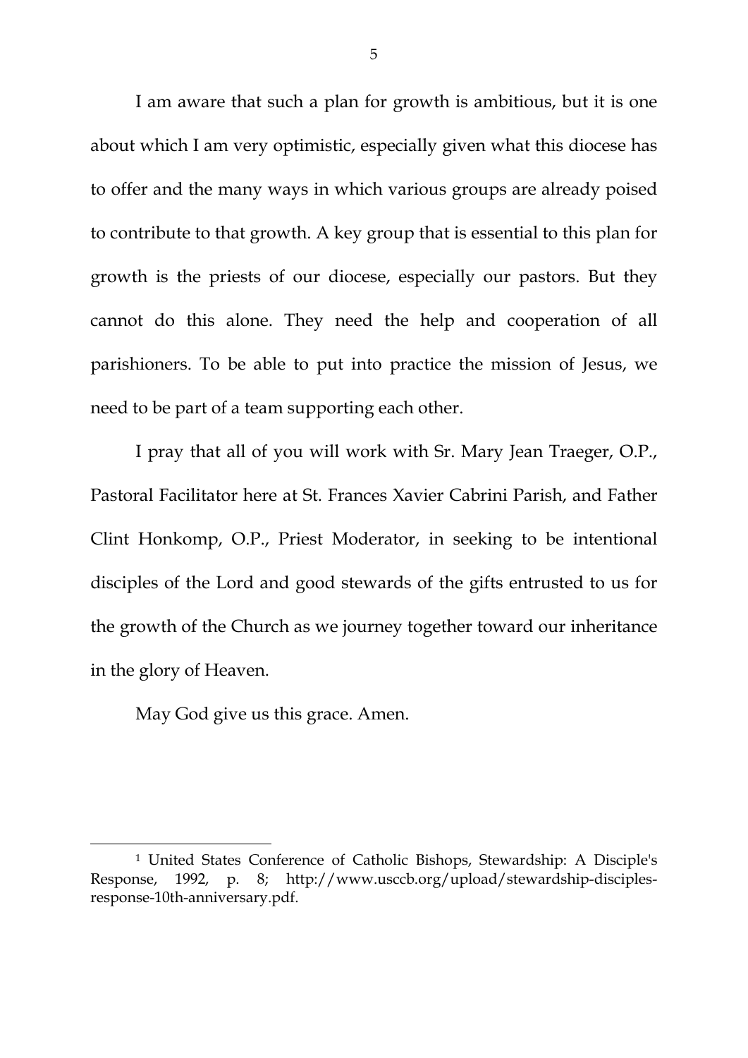I am aware that such a plan for growth is ambitious, but it is one about which I am very optimistic, especially given what this diocese has to offer and the many ways in which various groups are already poised to contribute to that growth. A key group that is essential to this plan for growth is the priests of our diocese, especially our pastors. But they cannot do this alone. They need the help and cooperation of all parishioners. To be able to put into practice the mission of Jesus, we need to be part of a team supporting each other.

I pray that all of you will work with Sr. Mary Jean Traeger, O.P., Pastoral Facilitator here at St. Frances Xavier Cabrini Parish, and Father Clint Honkomp, O.P., Priest Moderator, in seeking to be intentional disciples of the Lord and good stewards of the gifts entrusted to us for the growth of the Church as we journey together toward our inheritance in the glory of Heaven.

May God give us this grace. Amen.

---

[1] United States Conference of Catholic Bishops, Stewardship: A Disciple's Response, 1992, p. 8; http://www.usccb.org/upload/stewardship-disciples-response-10th-anniversary.pdf.